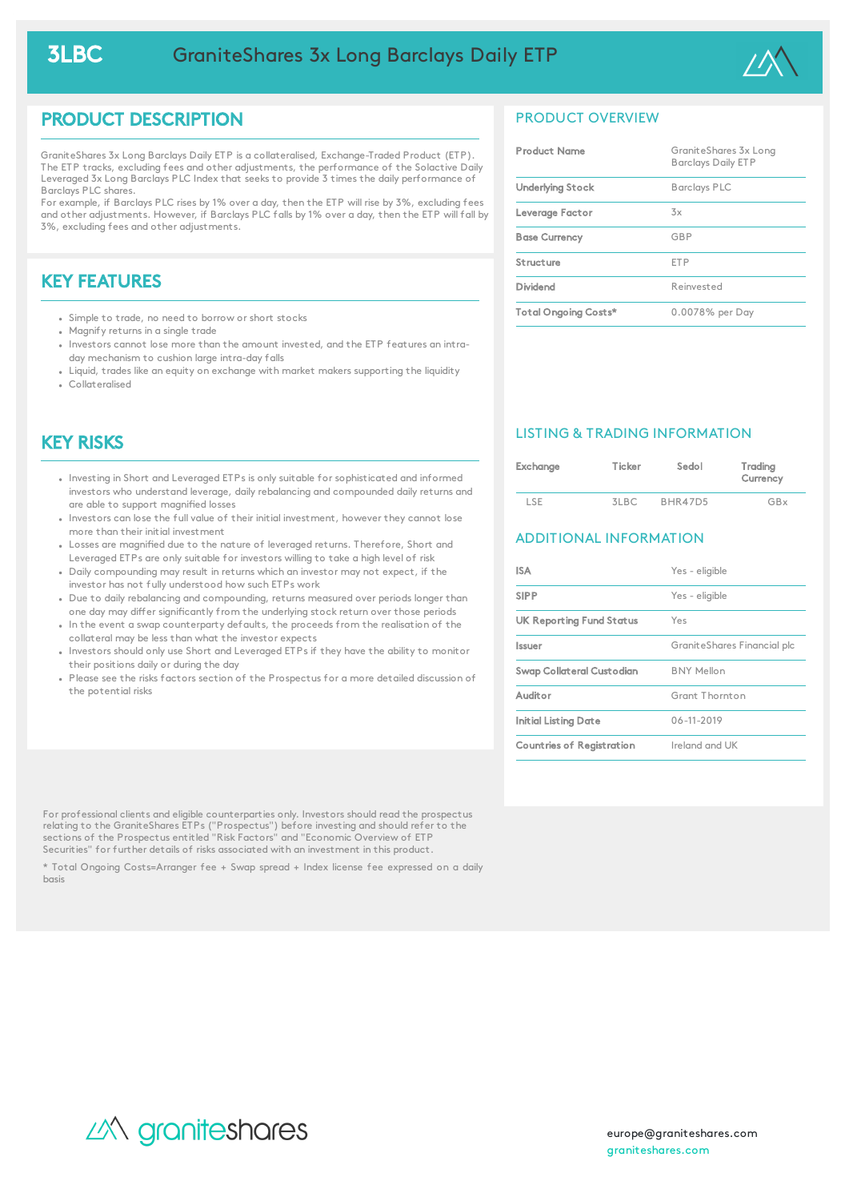# 3LBC GraniteShares 3x Long Barclays Daily ETP

## PRODUCT DESCRIPTION

GraniteShares 3x Long Barclays Daily ETP is a collateralised, Exchange-Traded Product (ETP). The ETP tracks, excluding fees and other adjustments, the performance of the Solactive Daily Leveraged 3x Long Barclays PLC Index that seeks to provide 3 times the daily performance of Barclays PLC shares.
For example, if Barclays PLC rises by 1% over a day, then the ETP will rise by 3%, excluding fees and other adjustments. However, if Barclays PLC falls by 1% over a day, then the ETP will fall by 3%, excluding fees and other adjustments.

## KEY FEATURES

- Simple to trade, no need to borrow or short stocks
- Magnify returns in a single trade
- Investors cannot lose more than the amount invested, and the ETP features an intra-day mechanism to cushion large intra-day falls
- Liquid, trades like an equity on exchange with market makers supporting the liquidity
- Collateralised

## KEY RISKS

- Investing in Short and Leveraged ETPs is only suitable for sophisticated and informed investors who understand leverage, daily rebalancing and compounded daily returns and are able to support magnified losses
- Investors can lose the full value of their initial investment, however they cannot lose more than their initial investment
- Losses are magnified due to the nature of leveraged returns. Therefore, Short and Leveraged ETPs are only suitable for investors willing to take a high level of risk
- Daily compounding may result in returns which an investor may not expect, if the investor has not fully understood how such ETPs work
- Due to daily rebalancing and compounding, returns measured over periods longer than one day may differ significantly from the underlying stock return over those periods
- In the event a swap counterparty defaults, the proceeds from the realisation of the collateral may be less than what the investor expects
- Investors should only use Short and Leveraged ETPs if they have the ability to monitor their positions daily or during the day
- Please see the risks factors section of the Prospectus for a more detailed discussion of the potential risks

## PRODUCT OVERVIEW

| | |
|---|---|
| **Product Name** | GraniteShares 3x Long Barclays Daily ETP |
| **Underlying Stock** | Barclays PLC |
| **Leverage Factor** | 3x |
| **Base Currency** | GBP |
| **Structure** | ETP |
| **Dividend** | Reinvested |
| **Total Ongoing Costs*** | 0.0078% per Day |

## LISTING & TRADING INFORMATION

| Exchange | Ticker | Sedol | Trading Currency |
|---|---|---|---|
| LSE | 3LBC | BHR47D5 | GBx |

## ADDITIONAL INFORMATION

| | |
|---|---|
| **ISA** | Yes - eligible |
| **SIPP** | Yes - eligible |
| **UK Reporting Fund Status** | Yes |
| **Issuer** | GraniteShares Financial plc |
| **Swap Collateral Custodian** | BNY Mellon |
| **Auditor** | Grant Thornton |
| **Initial Listing Date** | 06-11-2019 |
| **Countries of Registration** | Ireland and UK |

For professional clients and eligible counterparties only. Investors should read the prospectus relating to the GraniteShares ETPs ("Prospectus") before investing and should refer to the sections of the Prospectus entitled "Risk Factors" and "Economic Overview of ETP Securities" for further details of risks associated with an investment in this product.

* Total Ongoing Costs=Arranger fee + Swap spread + Index license fee expressed on a daily basis

graniteshares

europe@graniteshares.com
graniteshares.com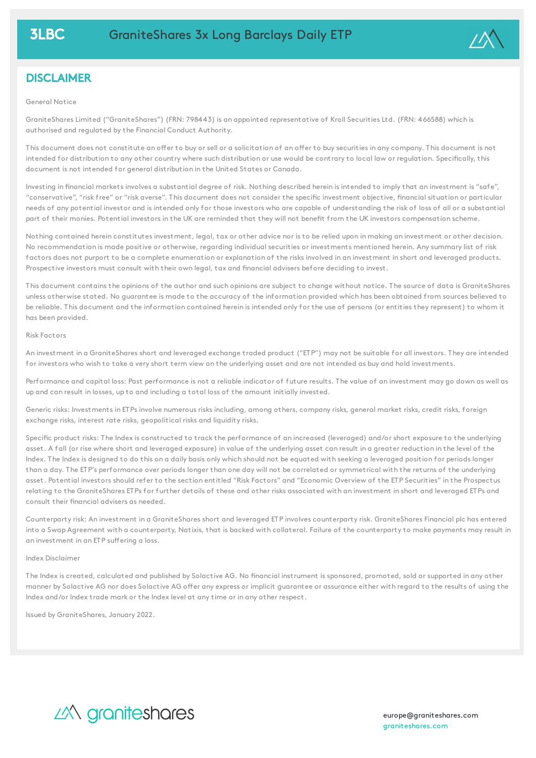# 3LBC GraniteShares 3x Long Barclays Daily ETP

## DISCLAIMER

General Notice

GraniteShares Limited ("GraniteShares") (FRN: 798443) is an appointed representative of Kroll Securities Ltd. (FRN: 466588) which is authorised and regulated by the Financial Conduct Authority.

This document does not constitute an offer to buy or sell or a solicitation of an offer to buy securities in any company. This document is not intended for distribution to any other country where such distribution or use would be contrary to local law or regulation. Specifically, this document is not intended for general distribution in the United States or Canada.

Investing in financial markets involves a substantial degree of risk. Nothing described herein is intended to imply that an investment is "safe", "conservative", "risk free" or "risk averse". This document does not consider the specific investment objective, financial situation or particular needs of any potential investor and is intended only for those investors who are capable of understanding the risk of loss of all or a substantial part of their monies. Potential investors in the UK are reminded that they will not benefit from the UK investors compensation scheme.

Nothing contained herein constitutes investment, legal, tax or other advice nor is to be relied upon in making an investment or other decision. No recommendation is made positive or otherwise, regarding individual securities or investments mentioned herein. Any summary list of risk factors does not purport to be a complete enumeration or explanation of the risks involved in an investment in short and leveraged products. Prospective investors must consult with their own legal, tax and financial advisers before deciding to invest.

This document contains the opinions of the author and such opinions are subject to change without notice. The source of data is GraniteShares unless otherwise stated. No guarantee is made to the accuracy of the information provided which has been obtained from sources believed to be reliable. This document and the information contained herein is intended only for the use of persons (or entities they represent) to whom it has been provided.

Risk Factors

An investment in a GraniteShares short and leveraged exchange traded product ("ETP") may not be suitable for all investors. They are intended for investors who wish to take a very short term view on the underlying asset and are not intended as buy and hold investments.

Performance and capital loss: Past performance is not a reliable indicator of future results. The value of an investment may go down as well as up and can result in losses, up to and including a total loss of the amount initially invested.

Generic risks: Investments in ETPs involve numerous risks including, among others, company risks, general market risks, credit risks, foreign exchange risks, interest rate risks, geopolitical risks and liquidity risks.

Specific product risks: The Index is constructed to track the performance of an increased (leveraged) and/or short exposure to the underlying asset. A fall (or rise where short and leveraged exposure) in value of the underlying asset can result in a greater reduction in the level of the Index. The Index is designed to do this on a daily basis only which should not be equated with seeking a leveraged position for periods longer than a day. The ETP's performance over periods longer than one day will not be correlated or symmetrical with the returns of the underlying asset. Potential investors should refer to the section entitled "Risk Factors" and "Economic Overview of the ETP Securities" in the Prospectus relating to the GraniteShares ETPs for further details of these and other risks associated with an investment in short and leveraged ETPs and consult their financial advisers as needed.

Counterparty risk: An investment in a GraniteShares short and leveraged ETP involves counterparty risk. GraniteShares Financial plc has entered into a Swap Agreement with a counterparty, Natixis, that is backed with collateral. Failure of the counterparty to make payments may result in an investment in an ETP suffering a loss.

Index Disclaimer

The Index is created, calculated and published by Solactive AG. No financial instrument is sponsored, promoted, sold or supported in any other manner by Solactive AG nor does Solactive AG offer any express or implicit guarantee or assurance either with regard to the results of using the Index and/or Index trade mark or the Index level at any time or in any other respect.

Issued by GraniteShares, January 2022.

graniteshares

europe@graniteshares.com
graniteshares.com